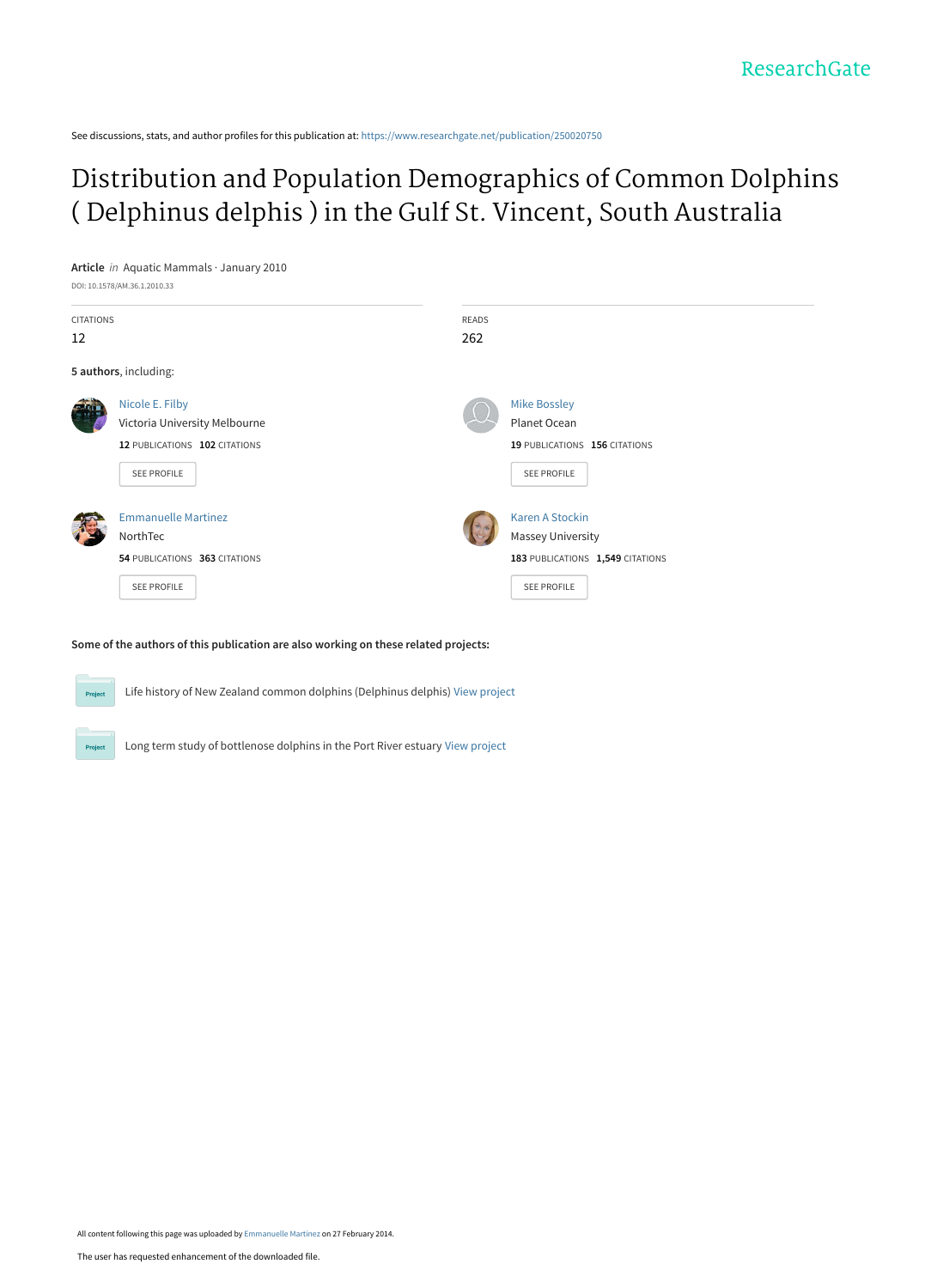See discussions, stats, and author profiles for this publication at: https://www.researchgate.net/publication/250020750

# Distribution and Population Demographics of Common Dolphins ( Delphinus delphis ) in the Gulf St. Vincent, South Australia

**Article** *in* Aquatic Mammals · January 2010

DOI: 10.1578/AM.36.1.2010.33

CITATIONS
12

READS
262

**5 authors**, including:

Nicole E. Filby
Victoria University Melbourne
**12** PUBLICATIONS **102** CITATIONS
SEE PROFILE

Mike Bossley
Planet Ocean
**19** PUBLICATIONS **156** CITATIONS
SEE PROFILE

Emmanuelle Martinez
NorthTec
**54** PUBLICATIONS **363** CITATIONS
SEE PROFILE

Karen A Stockin
Massey University
**183** PUBLICATIONS **1,549** CITATIONS
SEE PROFILE

**Some of the authors of this publication are also working on these related projects:**

Life history of New Zealand common dolphins (Delphinus delphis) View project

Long term study of bottlenose dolphins in the Port River estuary View project

All content following this page was uploaded by Emmanuelle Martinez on 27 February 2014.

The user has requested enhancement of the downloaded file.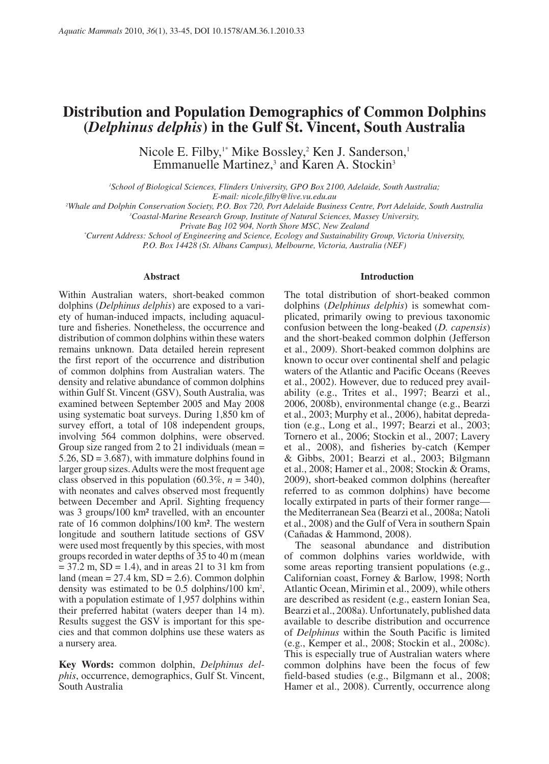# Distribution and Population Demographics of Common Dolphins (*Delphinus delphis*) in the Gulf St. Vincent, South Australia

Nicole E. Filby,[1*] Mike Bossley,[2] Ken J. Sanderson,[1] Emmanuelle Martinez,[3] and Karen A. Stockin[3]

[1]*School of Biological Sciences, Flinders University, GPO Box 2100, Adelaide, South Australia; E-mail: nicole.filby@live.vu.edu.au*

[2]*Whale and Dolphin Conservation Society, P.O. Box 720, Port Adelaide Business Centre, Port Adelaide, South Australia*

[3]*Coastal-Marine Research Group, Institute of Natural Sciences, Massey University, Private Bag 102 904, North Shore MSC, New Zealand*

[*]*Current Address: School of Engineering and Science, Ecology and Sustainability Group, Victoria University, P.O. Box 14428 (St. Albans Campus), Melbourne, Victoria, Australia (NEF)*

## Abstract

Within Australian waters, short-beaked common dolphins (*Delphinus delphis*) are exposed to a variety of human-induced impacts, including aquaculture and fisheries. Nonetheless, the occurrence and distribution of common dolphins within these waters remains unknown. Data detailed herein represent the first report of the occurrence and distribution of common dolphins from Australian waters. The density and relative abundance of common dolphins within Gulf St. Vincent (GSV), South Australia, was examined between September 2005 and May 2008 using systematic boat surveys. During 1,850 km of survey effort, a total of 108 independent groups, involving 564 common dolphins, were observed. Group size ranged from 2 to 21 individuals (mean = 5.26, SD = 3.687), with immature dolphins found in larger group sizes. Adults were the most frequent age class observed in this population (60.3%, *n* = 340), with neonates and calves observed most frequently between December and April. Sighting frequency was 3 groups/100 km² travelled, with an encounter rate of 16 common dolphins/100 km². The western longitude and southern latitude sections of GSV were used most frequently by this species, with most groups recorded in water depths of 35 to 40 m (mean = 37.2 m, SD = 1.4), and in areas 21 to 31 km from land (mean = 27.4 km, SD = 2.6). Common dolphin density was estimated to be 0.5 dolphins/100 km², with a population estimate of 1,957 dolphins within their preferred habitat (waters deeper than 14 m). Results suggest the GSV is important for this species and that common dolphins use these waters as a nursery area.

**Key Words:** common dolphin, *Delphinus delphis*, occurrence, demographics, Gulf St. Vincent, South Australia

## Introduction

The total distribution of short-beaked common dolphins (*Delphinus delphis*) is somewhat complicated, primarily owing to previous taxonomic confusion between the long-beaked (*D. capensis*) and the short-beaked common dolphin (Jefferson et al., 2009). Short-beaked common dolphins are known to occur over continental shelf and pelagic waters of the Atlantic and Pacific Oceans (Reeves et al., 2002). However, due to reduced prey availability (e.g., Trites et al., 1997; Bearzi et al., 2006, 2008b), environmental change (e.g., Bearzi et al., 2003; Murphy et al., 2006), habitat depredation (e.g., Long et al., 1997; Bearzi et al., 2003; Tornero et al., 2006; Stockin et al., 2007; Lavery et al., 2008), and fisheries by-catch (Kemper & Gibbs, 2001; Bearzi et al., 2003; Bilgmann et al., 2008; Hamer et al., 2008; Stockin & Orams, 2009), short-beaked common dolphins (hereafter referred to as common dolphins) have become locally extirpated in parts of their former range—the Mediterranean Sea (Bearzi et al., 2008a; Natoli et al., 2008) and the Gulf of Vera in southern Spain (Cañadas & Hammond, 2008).

The seasonal abundance and distribution of common dolphins varies worldwide, with some areas reporting transient populations (e.g., Californian coast, Forney & Barlow, 1998; North Atlantic Ocean, Mirimin et al., 2009), while others are described as resident (e.g., eastern Ionian Sea, Bearzi et al., 2008a). Unfortunately, published data available to describe distribution and occurrence of *Delphinus* within the South Pacific is limited (e.g., Kemper et al., 2008; Stockin et al., 2008c). This is especially true of Australian waters where common dolphins have been the focus of few field-based studies (e.g., Bilgmann et al., 2008; Hamer et al., 2008). Currently, occurrence along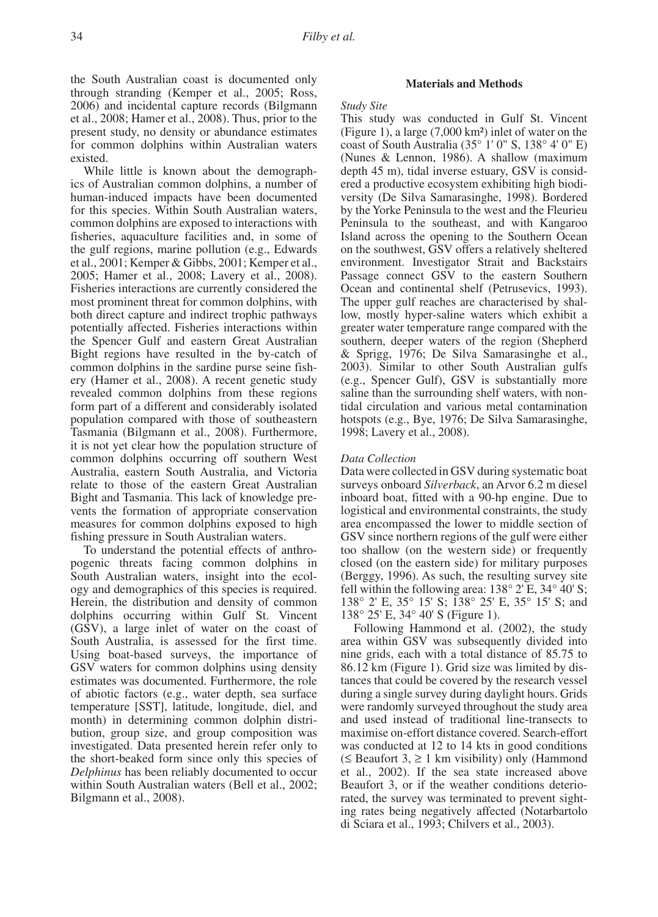the South Australian coast is documented only through stranding (Kemper et al., 2005; Ross, 2006) and incidental capture records (Bilgmann et al., 2008; Hamer et al., 2008). Thus, prior to the present study, no density or abundance estimates for common dolphins within Australian waters existed.

While little is known about the demographics of Australian common dolphins, a number of human-induced impacts have been documented for this species. Within South Australian waters, common dolphins are exposed to interactions with fisheries, aquaculture facilities and, in some of the gulf regions, marine pollution (e.g., Edwards et al., 2001; Kemper & Gibbs, 2001; Kemper et al., 2005; Hamer et al., 2008; Lavery et al., 2008). Fisheries interactions are currently considered the most prominent threat for common dolphins, with both direct capture and indirect trophic pathways potentially affected. Fisheries interactions within the Spencer Gulf and eastern Great Australian Bight regions have resulted in the by-catch of common dolphins in the sardine purse seine fishery (Hamer et al., 2008). A recent genetic study revealed common dolphins from these regions form part of a different and considerably isolated population compared with those of southeastern Tasmania (Bilgmann et al., 2008). Furthermore, it is not yet clear how the population structure of common dolphins occurring off southern West Australia, eastern South Australia, and Victoria relate to those of the eastern Great Australian Bight and Tasmania. This lack of knowledge prevents the formation of appropriate conservation measures for common dolphins exposed to high fishing pressure in South Australian waters.

To understand the potential effects of anthropogenic threats facing common dolphins in South Australian waters, insight into the ecology and demographics of this species is required. Herein, the distribution and density of common dolphins occurring within Gulf St. Vincent (GSV), a large inlet of water on the coast of South Australia, is assessed for the first time. Using boat-based surveys, the importance of GSV waters for common dolphins using density estimates was documented. Furthermore, the role of abiotic factors (e.g., water depth, sea surface temperature [SST], latitude, longitude, diel, and month) in determining common dolphin distribution, group size, and group composition was investigated. Data presented herein refer only to the short-beaked form since only this species of *Delphinus* has been reliably documented to occur within South Australian waters (Bell et al., 2002; Bilgmann et al., 2008).

## Materials and Methods

### *Study Site*

This study was conducted in Gulf St. Vincent (Figure 1), a large (7,000 km²) inlet of water on the coast of South Australia (35° 1' 0" S, 138° 4' 0" E) (Nunes & Lennon, 1986). A shallow (maximum depth 45 m), tidal inverse estuary, GSV is considered a productive ecosystem exhibiting high biodiversity (De Silva Samarasinghe, 1998). Bordered by the Yorke Peninsula to the west and the Fleurieu Peninsula to the southeast, and with Kangaroo Island across the opening to the Southern Ocean on the southwest, GSV offers a relatively sheltered environment. Investigator Strait and Backstairs Passage connect GSV to the eastern Southern Ocean and continental shelf (Petrusevics, 1993). The upper gulf reaches are characterised by shallow, mostly hyper-saline waters which exhibit a greater water temperature range compared with the southern, deeper waters of the region (Shepherd & Sprigg, 1976; De Silva Samarasinghe et al., 2003). Similar to other South Australian gulfs (e.g., Spencer Gulf), GSV is substantially more saline than the surrounding shelf waters, with non-tidal circulation and various metal contamination hotspots (e.g., Bye, 1976; De Silva Samarasinghe, 1998; Lavery et al., 2008).

### *Data Collection*

Data were collected in GSV during systematic boat surveys onboard *Silverback*, an Arvor 6.2 m diesel inboard boat, fitted with a 90-hp engine. Due to logistical and environmental constraints, the study area encompassed the lower to middle section of GSV since northern regions of the gulf were either too shallow (on the western side) or frequently closed (on the eastern side) for military purposes (Berggy, 1996). As such, the resulting survey site fell within the following area: 138° 2' E, 34° 40' S; 138° 2' E, 35° 15' S; 138° 25' E, 35° 15' S; and 138° 25' E, 34° 40' S (Figure 1).

Following Hammond et al. (2002), the study area within GSV was subsequently divided into nine grids, each with a total distance of 85.75 to 86.12 km (Figure 1). Grid size was limited by distances that could be covered by the research vessel during a single survey during daylight hours. Grids were randomly surveyed throughout the study area and used instead of traditional line-transects to maximise on-effort distance covered. Search-effort was conducted at 12 to 14 kts in good conditions (≤ Beaufort 3, ≥ 1 km visibility) only (Hammond et al., 2002). If the sea state increased above Beaufort 3, or if the weather conditions deteriorated, the survey was terminated to prevent sighting rates being negatively affected (Notarbartolo di Sciara et al., 1993; Chilvers et al., 2003).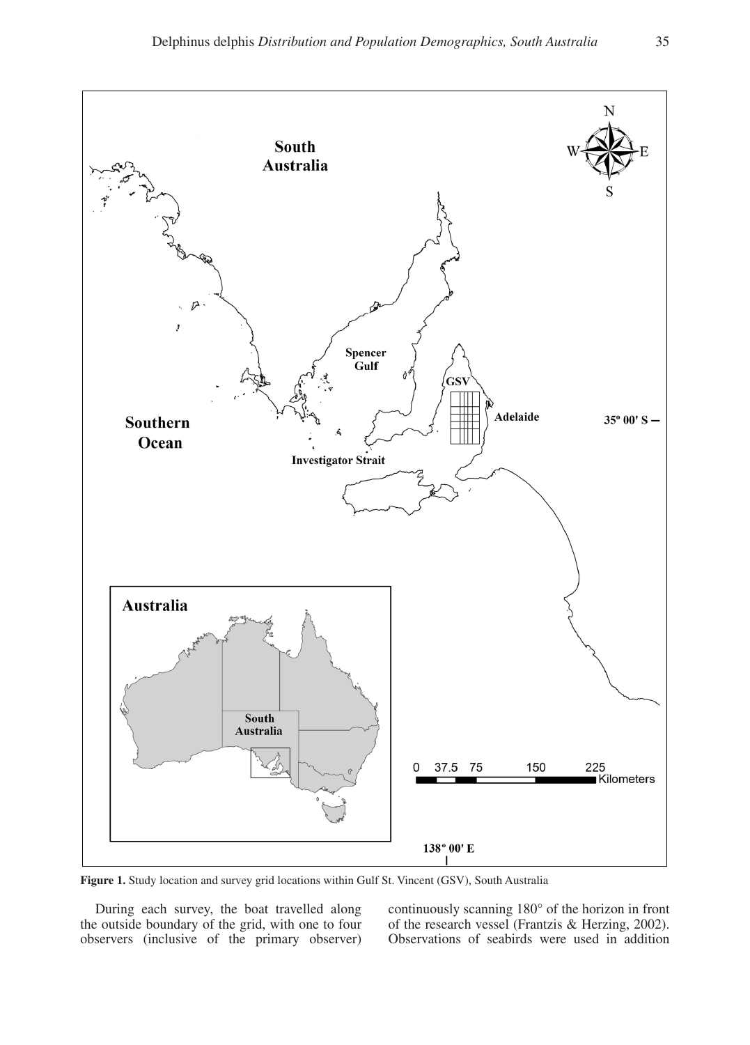**Figure 1.** Study location and survey grid locations within Gulf St. Vincent (GSV), South Australia

During each survey, the boat travelled along the outside boundary of the grid, with one to four observers (inclusive of the primary observer) continuously scanning 180° of the horizon in front of the research vessel (Frantzis & Herzing, 2002). Observations of seabirds were used in addition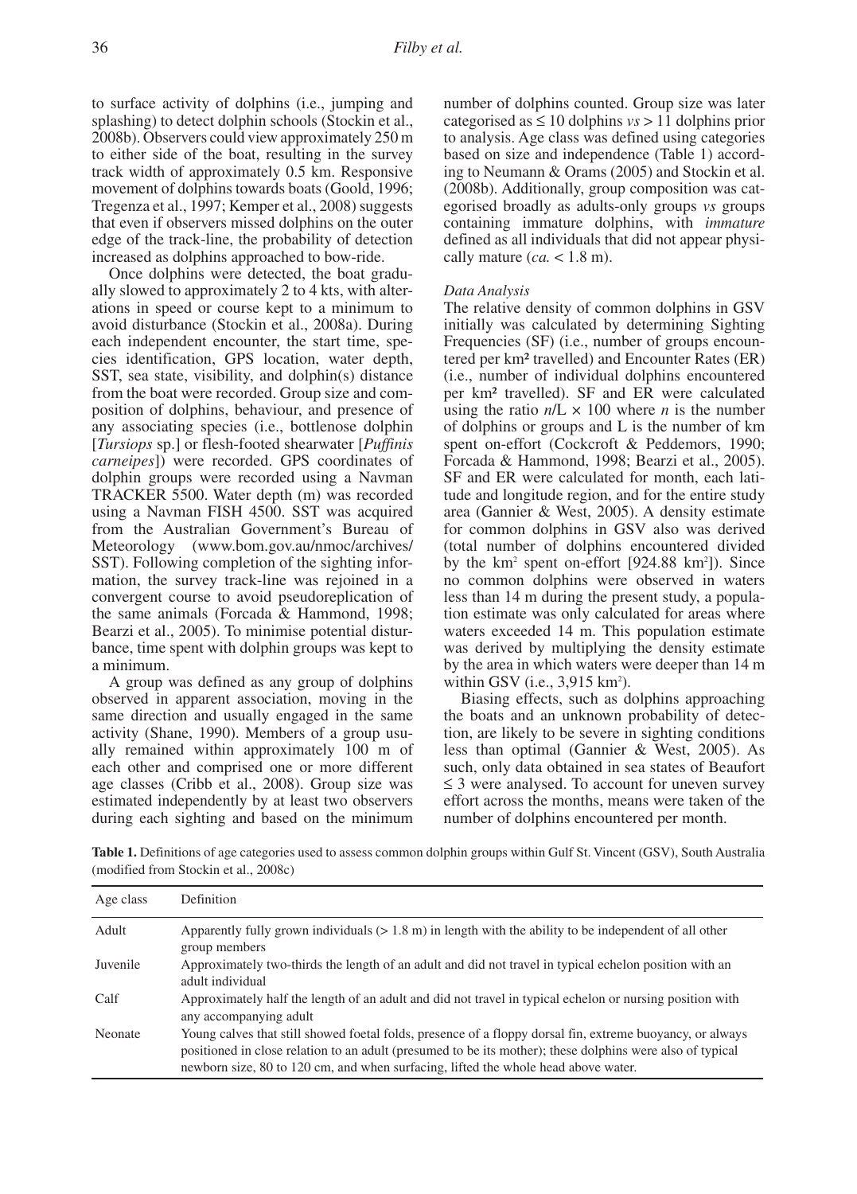to surface activity of dolphins (i.e., jumping and splashing) to detect dolphin schools (Stockin et al., 2008b). Observers could view approximately 250 m to either side of the boat, resulting in the survey track width of approximately 0.5 km. Responsive movement of dolphins towards boats (Goold, 1996; Tregenza et al., 1997; Kemper et al., 2008) suggests that even if observers missed dolphins on the outer edge of the track-line, the probability of detection increased as dolphins approached to bow-ride.

Once dolphins were detected, the boat gradually slowed to approximately 2 to 4 kts, with alterations in speed or course kept to a minimum to avoid disturbance (Stockin et al., 2008a). During each independent encounter, the start time, species identification, GPS location, water depth, SST, sea state, visibility, and dolphin(s) distance from the boat were recorded. Group size and composition of dolphins, behaviour, and presence of any associating species (i.e., bottlenose dolphin [*Tursiops* sp.] or flesh-footed shearwater [*Puffinis carneipes*]) were recorded. GPS coordinates of dolphin groups were recorded using a Navman TRACKER 5500. Water depth (m) was recorded using a Navman FISH 4500. SST was acquired from the Australian Government's Bureau of Meteorology (www.bom.gov.au/nmoc/archives/SST). Following completion of the sighting information, the survey track-line was rejoined in a convergent course to avoid pseudoreplication of the same animals (Forcada & Hammond, 1998; Bearzi et al., 2005). To minimise potential disturbance, time spent with dolphin groups was kept to a minimum.

A group was defined as any group of dolphins observed in apparent association, moving in the same direction and usually engaged in the same activity (Shane, 1990). Members of a group usually remained within approximately 100 m of each other and comprised one or more different age classes (Cribb et al., 2008). Group size was estimated independently by at least two observers during each sighting and based on the minimum number of dolphins counted. Group size was later categorised as ≤ 10 dolphins *vs* > 11 dolphins prior to analysis. Age class was defined using categories based on size and independence (Table 1) according to Neumann & Orams (2005) and Stockin et al. (2008b). Additionally, group composition was categorised broadly as adults-only groups *vs* groups containing immature dolphins, with *immature* defined as all individuals that did not appear physically mature (*ca.* < 1.8 m).

### *Data Analysis*

The relative density of common dolphins in GSV initially was calculated by determining Sighting Frequencies (SF) (i.e., number of groups encountered per km² travelled) and Encounter Rates (ER) (i.e., number of individual dolphins encountered per km² travelled). SF and ER were calculated using the ratio $n/L \times 100$ where $n$ is the number of dolphins or groups and L is the number of km spent on-effort (Cockcroft & Peddemors, 1990; Forcada & Hammond, 1998; Bearzi et al., 2005). SF and ER were calculated for month, each latitude and longitude region, and for the entire study area (Gannier & West, 2005). A density estimate for common dolphins in GSV also was derived (total number of dolphins encountered divided by the km² spent on-effort [924.88 km²]). Since no common dolphins were observed in waters less than 14 m during the present study, a population estimate was only calculated for areas where waters exceeded 14 m. This population estimate was derived by multiplying the density estimate by the area in which waters were deeper than 14 m within GSV (i.e., 3,915 km²).

Biasing effects, such as dolphins approaching the boats and an unknown probability of detection, are likely to be severe in sighting conditions less than optimal (Gannier & West, 2005). As such, only data obtained in sea states of Beaufort ≤ 3 were analysed. To account for uneven survey effort across the months, means were taken of the number of dolphins encountered per month.

**Table 1.** Definitions of age categories used to assess common dolphin groups within Gulf St. Vincent (GSV), South Australia (modified from Stockin et al., 2008c)

| Age class | Definition |
|---|---|
| Adult | Apparently fully grown individuals (> 1.8 m) in length with the ability to be independent of all other group members |
| Juvenile | Approximately two-thirds the length of an adult and did not travel in typical echelon position with an adult individual |
| Calf | Approximately half the length of an adult and did not travel in typical echelon or nursing position with any accompanying adult |
| Neonate | Young calves that still showed foetal folds, presence of a floppy dorsal fin, extreme buoyancy, or always positioned in close relation to an adult (presumed to be its mother); these dolphins were also of typical newborn size, 80 to 120 cm, and when surfacing, lifted the whole head above water. |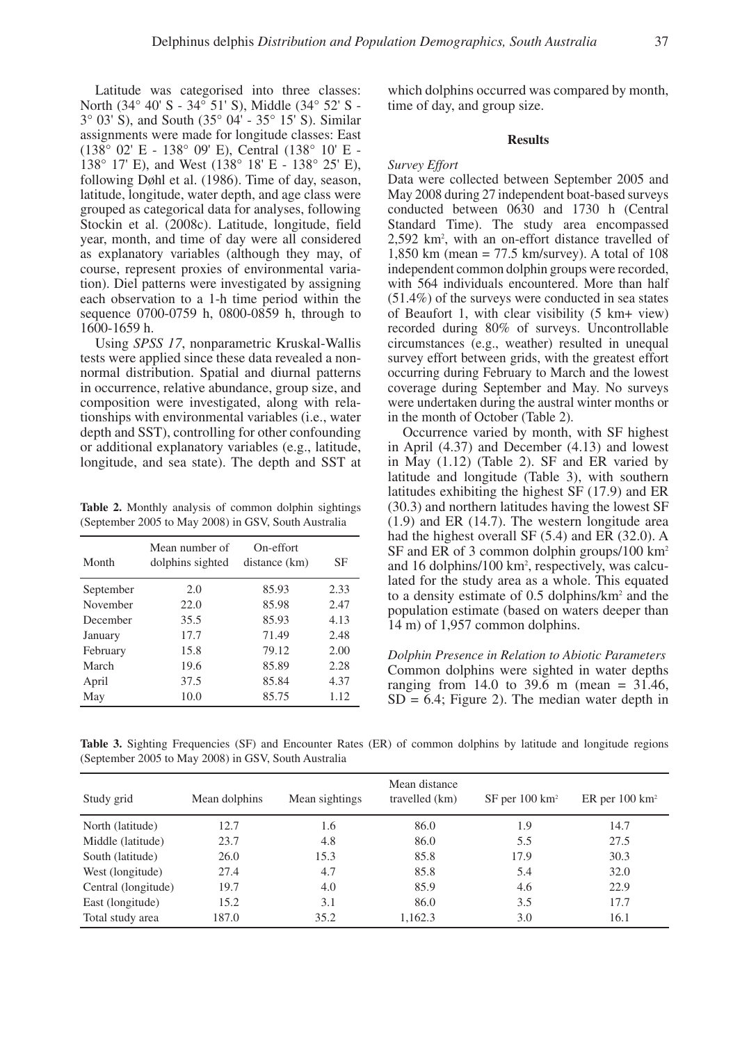Latitude was categorised into three classes: North (34° 40' S - 34° 51' S), Middle (34° 52' S - 3° 03' S), and South (35° 04' - 35° 15' S). Similar assignments were made for longitude classes: East (138° 02' E - 138° 09' E), Central (138° 10' E - 138° 17' E), and West (138° 18' E - 138° 25' E), following Døhl et al. (1986). Time of day, season, latitude, longitude, water depth, and age class were grouped as categorical data for analyses, following Stockin et al. (2008c). Latitude, longitude, field year, month, and time of day were all considered as explanatory variables (although they may, of course, represent proxies of environmental variation). Diel patterns were investigated by assigning each observation to a 1-h time period within the sequence 0700-0759 h, 0800-0859 h, through to 1600-1659 h.

Using *SPSS 17*, nonparametric Kruskal-Wallis tests were applied since these data revealed a nonnormal distribution. Spatial and diurnal patterns in occurrence, relative abundance, group size, and composition were investigated, along with relationships with environmental variables (i.e., water depth and SST), controlling for other confounding or additional explanatory variables (e.g., latitude, longitude, and sea state). The depth and SST at which dolphins occurred was compared by month, time of day, and group size.

**Table 2.** Monthly analysis of common dolphin sightings (September 2005 to May 2008) in GSV, South Australia

| Month | Mean number of dolphins sighted | On-effort distance (km) | SF |
|---|---|---|---|
| September | 2.0 | 85.93 | 2.33 |
| November | 22.0 | 85.98 | 2.47 |
| December | 35.5 | 85.93 | 4.13 |
| January | 17.7 | 71.49 | 2.48 |
| February | 15.8 | 79.12 | 2.00 |
| March | 19.6 | 85.89 | 2.28 |
| April | 37.5 | 85.84 | 4.37 |
| May | 10.0 | 85.75 | 1.12 |

## Results

*Survey Effort*

Data were collected between September 2005 and May 2008 during 27 independent boat-based surveys conducted between 0630 and 1730 h (Central Standard Time). The study area encompassed 2,592 km², with an on-effort distance travelled of 1,850 km (mean = 77.5 km/survey). A total of 108 independent common dolphin groups were recorded, with 564 individuals encountered. More than half (51.4%) of the surveys were conducted in sea states of Beaufort 1, with clear visibility (5 km+ view) recorded during 80% of surveys. Uncontrollable circumstances (e.g., weather) resulted in unequal survey effort between grids, with the greatest effort occurring during February to March and the lowest coverage during September and May. No surveys were undertaken during the austral winter months or in the month of October (Table 2).

Occurrence varied by month, with SF highest in April (4.37) and December (4.13) and lowest in May (1.12) (Table 2). SF and ER varied by latitude and longitude (Table 3), with southern latitudes exhibiting the highest SF (17.9) and ER (30.3) and northern latitudes having the lowest SF (1.9) and ER (14.7). The western longitude area had the highest overall SF (5.4) and ER (32.0). A SF and ER of 3 common dolphin groups/100 km² and 16 dolphins/100 km², respectively, was calculated for the study area as a whole. This equated to a density estimate of 0.5 dolphins/km² and the population estimate (based on waters deeper than 14 m) of 1,957 common dolphins.

*Dolphin Presence in Relation to Abiotic Parameters*

Common dolphins were sighted in water depths ranging from 14.0 to 39.6 m (mean = 31.46, SD = 6.4; Figure 2). The median water depth in

**Table 3.** Sighting Frequencies (SF) and Encounter Rates (ER) of common dolphins by latitude and longitude regions (September 2005 to May 2008) in GSV, South Australia

| Study grid | Mean dolphins | Mean sightings | Mean distance travelled (km) | SF per 100 km² | ER per 100 km² |
|---|---|---|---|---|---|
| North (latitude) | 12.7 | 1.6 | 86.0 | 1.9 | 14.7 |
| Middle (latitude) | 23.7 | 4.8 | 86.0 | 5.5 | 27.5 |
| South (latitude) | 26.0 | 15.3 | 85.8 | 17.9 | 30.3 |
| West (longitude) | 27.4 | 4.7 | 85.8 | 5.4 | 32.0 |
| Central (longitude) | 19.7 | 4.0 | 85.9 | 4.6 | 22.9 |
| East (longitude) | 15.2 | 3.1 | 86.0 | 3.5 | 17.7 |
| Total study area | 187.0 | 35.2 | 1,162.3 | 3.0 | 16.1 |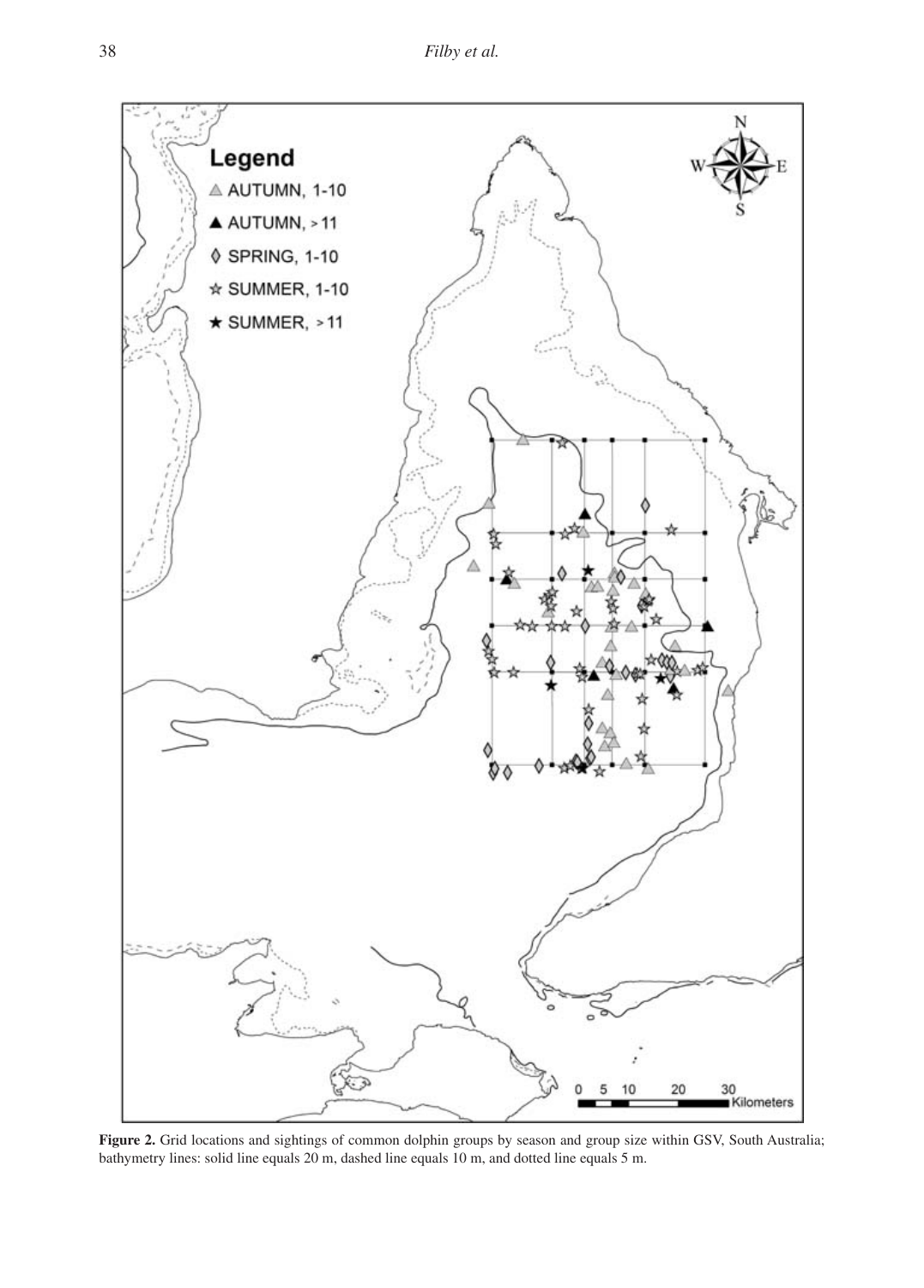**Figure 2.** Grid locations and sightings of common dolphin groups by season and group size within GSV, South Australia; bathymetry lines: solid line equals 20 m, dashed line equals 10 m, and dotted line equals 5 m.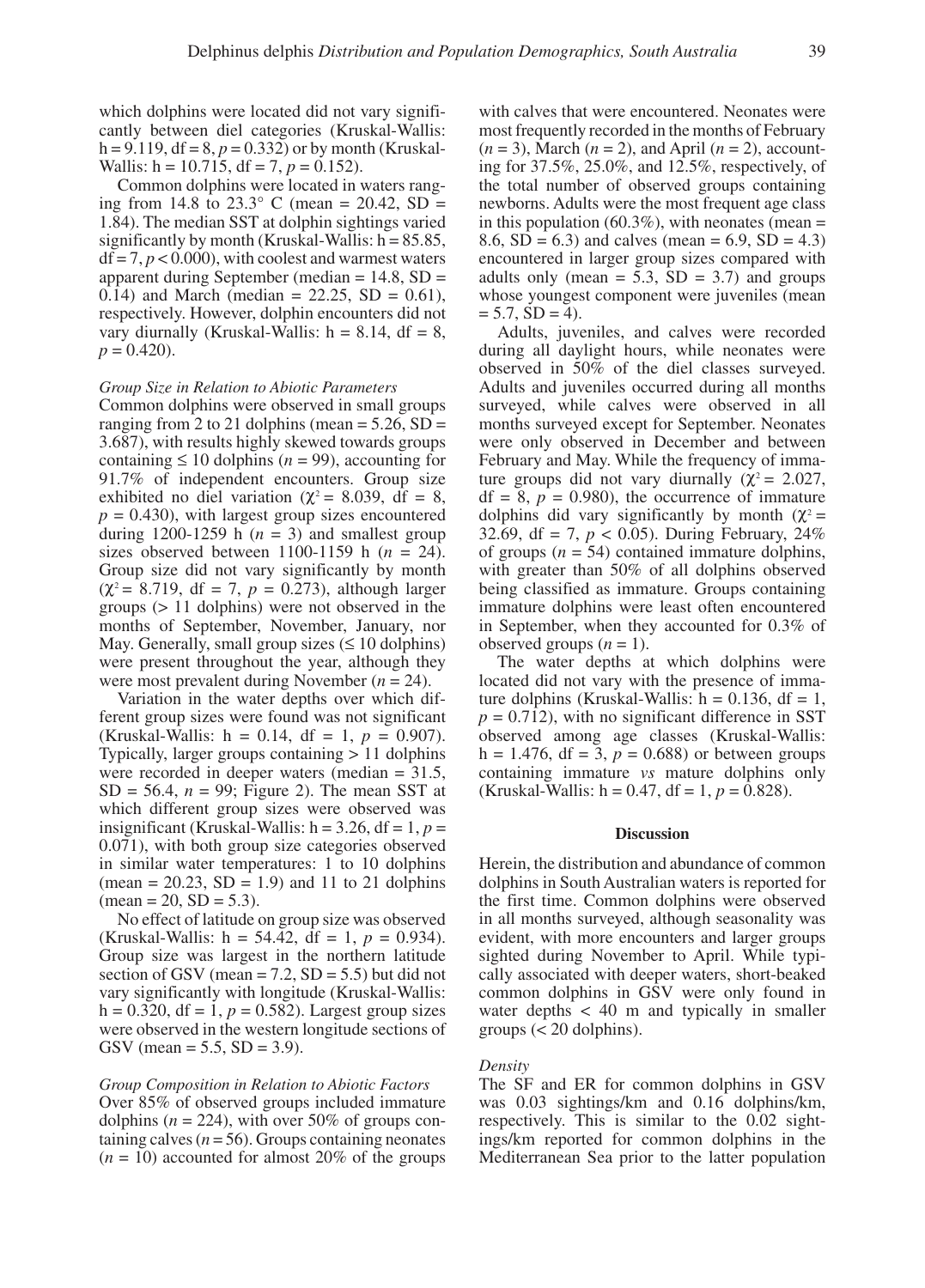which dolphins were located did not vary significantly between diel categories (Kruskal-Wallis: $h = 9.119$, $df = 8$, $p = 0.332$) or by month (Kruskal-Wallis: $h = 10.715$, $df = 7$, $p = 0.152$).

Common dolphins were located in waters ranging from 14.8 to 23.3° C (mean = 20.42, SD = 1.84). The median SST at dolphin sightings varied significantly by month (Kruskal-Wallis: $h = 85.85$, $df = 7$, $p < 0.000$), with coolest and warmest waters apparent during September (median = 14.8, SD = 0.14) and March (median = 22.25, SD = 0.61), respectively. However, dolphin encounters did not vary diurnally (Kruskal-Wallis: $h = 8.14$, $df = 8$, $p = 0.420$).

### *Group Size in Relation to Abiotic Parameters*

Common dolphins were observed in small groups ranging from 2 to 21 dolphins (mean = 5.26, SD = 3.687), with results highly skewed towards groups containing ≤ 10 dolphins ($n = 99$), accounting for 91.7% of independent encounters. Group size exhibited no diel variation ($\chi^2 = 8.039$, $df = 8$, $p = 0.430$), with largest group sizes encountered during 1200-1259 h ($n = 3$) and smallest group sizes observed between 1100-1159 h ($n = 24$). Group size did not vary significantly by month ($\chi^2 = 8.719$, $df = 7$, $p = 0.273$), although larger groups (> 11 dolphins) were not observed in the months of September, November, January, nor May. Generally, small group sizes (≤ 10 dolphins) were present throughout the year, although they were most prevalent during November ($n = 24$).

Variation in the water depths over which different group sizes were found was not significant (Kruskal-Wallis: $h = 0.14$, $df = 1$, $p = 0.907$). Typically, larger groups containing > 11 dolphins were recorded in deeper waters (median = 31.5, SD = 56.4, $n = 99$; Figure 2). The mean SST at which different group sizes were observed was insignificant (Kruskal-Wallis: $h = 3.26$, $df = 1$, $p = 0.071$), with both group size categories observed in similar water temperatures: 1 to 10 dolphins (mean = 20.23, SD = 1.9) and 11 to 21 dolphins (mean = 20, SD = 5.3).

No effect of latitude on group size was observed (Kruskal-Wallis: $h = 54.42$, $df = 1$, $p = 0.934$). Group size was largest in the northern latitude section of GSV (mean = 7.2, SD = 5.5) but did not vary significantly with longitude (Kruskal-Wallis: $h = 0.320$, $df = 1$, $p = 0.582$). Largest group sizes were observed in the western longitude sections of GSV (mean = 5.5, SD = 3.9).

### *Group Composition in Relation to Abiotic Factors*

Over 85% of observed groups included immature dolphins ($n = 224$), with over 50% of groups containing calves ($n = 56$). Groups containing neonates ($n = 10$) accounted for almost 20% of the groups with calves that were encountered. Neonates were most frequently recorded in the months of February ($n = 3$), March ($n = 2$), and April ($n = 2$), accounting for 37.5%, 25.0%, and 12.5%, respectively, of the total number of observed groups containing newborns. Adults were the most frequent age class in this population (60.3%), with neonates (mean = 8.6, SD = 6.3) and calves (mean = 6.9, SD = 4.3) encountered in larger group sizes compared with adults only (mean = 5.3, SD = 3.7) and groups whose youngest component were juveniles (mean = 5.7, SD = 4).

Adults, juveniles, and calves were recorded during all daylight hours, while neonates were observed in 50% of the diel classes surveyed. Adults and juveniles occurred during all months surveyed, while calves were observed in all months surveyed except for September. Neonates were only observed in December and between February and May. While the frequency of immature groups did not vary diurnally ($\chi^2 = 2.027$, $df = 8$, $p = 0.980$), the occurrence of immature dolphins did vary significantly by month ($\chi^2 = 32.69$, $df = 7$, $p < 0.05$). During February, 24% of groups ($n = 54$) contained immature dolphins, with greater than 50% of all dolphins observed being classified as immature. Groups containing immature dolphins were least often encountered in September, when they accounted for 0.3% of observed groups ($n = 1$).

The water depths at which dolphins were located did not vary with the presence of immature dolphins (Kruskal-Wallis: $h = 0.136$, $df = 1$, $p = 0.712$), with no significant difference in SST observed among age classes (Kruskal-Wallis: $h = 1.476$, $df = 3$, $p = 0.688$) or between groups containing immature *vs* mature dolphins only (Kruskal-Wallis: $h = 0.47$, $df = 1$, $p = 0.828$).

## Discussion

Herein, the distribution and abundance of common dolphins in South Australian waters is reported for the first time. Common dolphins were observed in all months surveyed, although seasonality was evident, with more encounters and larger groups sighted during November to April. While typically associated with deeper waters, short-beaked common dolphins in GSV were only found in water depths < 40 m and typically in smaller groups (< 20 dolphins).

### *Density*

The SF and ER for common dolphins in GSV was 0.03 sightings/km and 0.16 dolphins/km, respectively. This is similar to the 0.02 sightings/km reported for common dolphins in the Mediterranean Sea prior to the latter population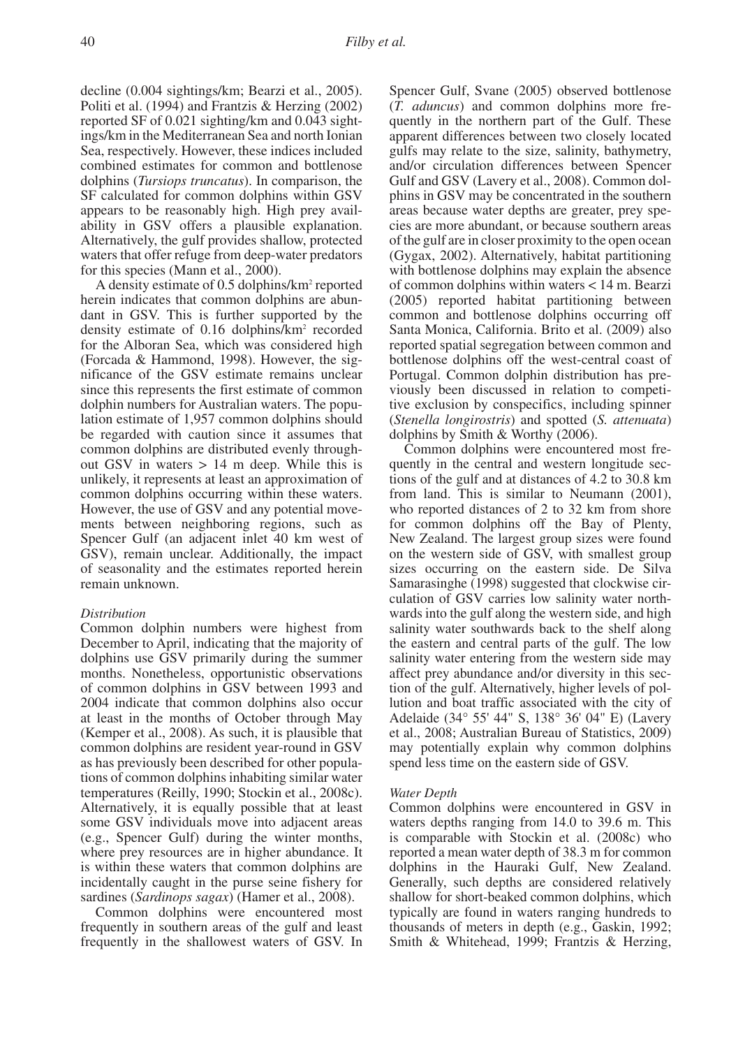decline (0.004 sightings/km; Bearzi et al., 2005). Politi et al. (1994) and Frantzis & Herzing (2002) reported SF of 0.021 sighting/km and 0.043 sightings/km in the Mediterranean Sea and north Ionian Sea, respectively. However, these indices included combined estimates for common and bottlenose dolphins (*Tursiops truncatus*). In comparison, the SF calculated for common dolphins within GSV appears to be reasonably high. High prey availability in GSV offers a plausible explanation. Alternatively, the gulf provides shallow, protected waters that offer refuge from deep-water predators for this species (Mann et al., 2000).

A density estimate of 0.5 dolphins/km$^2$ reported herein indicates that common dolphins are abundant in GSV. This is further supported by the density estimate of 0.16 dolphins/km$^2$ recorded for the Alboran Sea, which was considered high (Forcada & Hammond, 1998). However, the significance of the GSV estimate remains unclear since this represents the first estimate of common dolphin numbers for Australian waters. The population estimate of 1,957 common dolphins should be regarded with caution since it assumes that common dolphins are distributed evenly throughout GSV in waters > 14 m deep. While this is unlikely, it represents at least an approximation of common dolphins occurring within these waters. However, the use of GSV and any potential movements between neighboring regions, such as Spencer Gulf (an adjacent inlet 40 km west of GSV), remain unclear. Additionally, the impact of seasonality and the estimates reported herein remain unknown.

*Distribution*

Common dolphin numbers were highest from December to April, indicating that the majority of dolphins use GSV primarily during the summer months. Nonetheless, opportunistic observations of common dolphins in GSV between 1993 and 2004 indicate that common dolphins also occur at least in the months of October through May (Kemper et al., 2008). As such, it is plausible that common dolphins are resident year-round in GSV as has previously been described for other populations of common dolphins inhabiting similar water temperatures (Reilly, 1990; Stockin et al., 2008c). Alternatively, it is equally possible that at least some GSV individuals move into adjacent areas (e.g., Spencer Gulf) during the winter months, where prey resources are in higher abundance. It is within these waters that common dolphins are incidentally caught in the purse seine fishery for sardines (*Sardinops sagax*) (Hamer et al., 2008).

Common dolphins were encountered most frequently in southern areas of the gulf and least frequently in the shallowest waters of GSV. In Spencer Gulf, Svane (2005) observed bottlenose (*T. aduncus*) and common dolphins more frequently in the northern part of the Gulf. These apparent differences between two closely located gulfs may relate to the size, salinity, bathymetry, and/or circulation differences between Spencer Gulf and GSV (Lavery et al., 2008). Common dolphins in GSV may be concentrated in the southern areas because water depths are greater, prey species are more abundant, or because southern areas of the gulf are in closer proximity to the open ocean (Gygax, 2002). Alternatively, habitat partitioning with bottlenose dolphins may explain the absence of common dolphins within waters < 14 m. Bearzi (2005) reported habitat partitioning between common and bottlenose dolphins occurring off Santa Monica, California. Brito et al. (2009) also reported spatial segregation between common and bottlenose dolphins off the west-central coast of Portugal. Common dolphin distribution has previously been discussed in relation to competitive exclusion by conspecifics, including spinner (*Stenella longirostris*) and spotted (*S. attenuata*) dolphins by Smith & Worthy (2006).

Common dolphins were encountered most frequently in the central and western longitude sections of the gulf and at distances of 4.2 to 30.8 km from land. This is similar to Neumann (2001), who reported distances of 2 to 32 km from shore for common dolphins off the Bay of Plenty, New Zealand. The largest group sizes were found on the western side of GSV, with smallest group sizes occurring on the eastern side. De Silva Samarasinghe (1998) suggested that clockwise circulation of GSV carries low salinity water northwards into the gulf along the western side, and high salinity water southwards back to the shelf along the eastern and central parts of the gulf. The low salinity water entering from the western side may affect prey abundance and/or diversity in this section of the gulf. Alternatively, higher levels of pollution and boat traffic associated with the city of Adelaide (34° 55' 44" S, 138° 36' 04" E) (Lavery et al., 2008; Australian Bureau of Statistics, 2009) may potentially explain why common dolphins spend less time on the eastern side of GSV.

*Water Depth*

Common dolphins were encountered in GSV in waters depths ranging from 14.0 to 39.6 m. This is comparable with Stockin et al. (2008c) who reported a mean water depth of 38.3 m for common dolphins in the Hauraki Gulf, New Zealand. Generally, such depths are considered relatively shallow for short-beaked common dolphins, which typically are found in waters ranging hundreds to thousands of meters in depth (e.g., Gaskin, 1992; Smith & Whitehead, 1999; Frantzis & Herzing,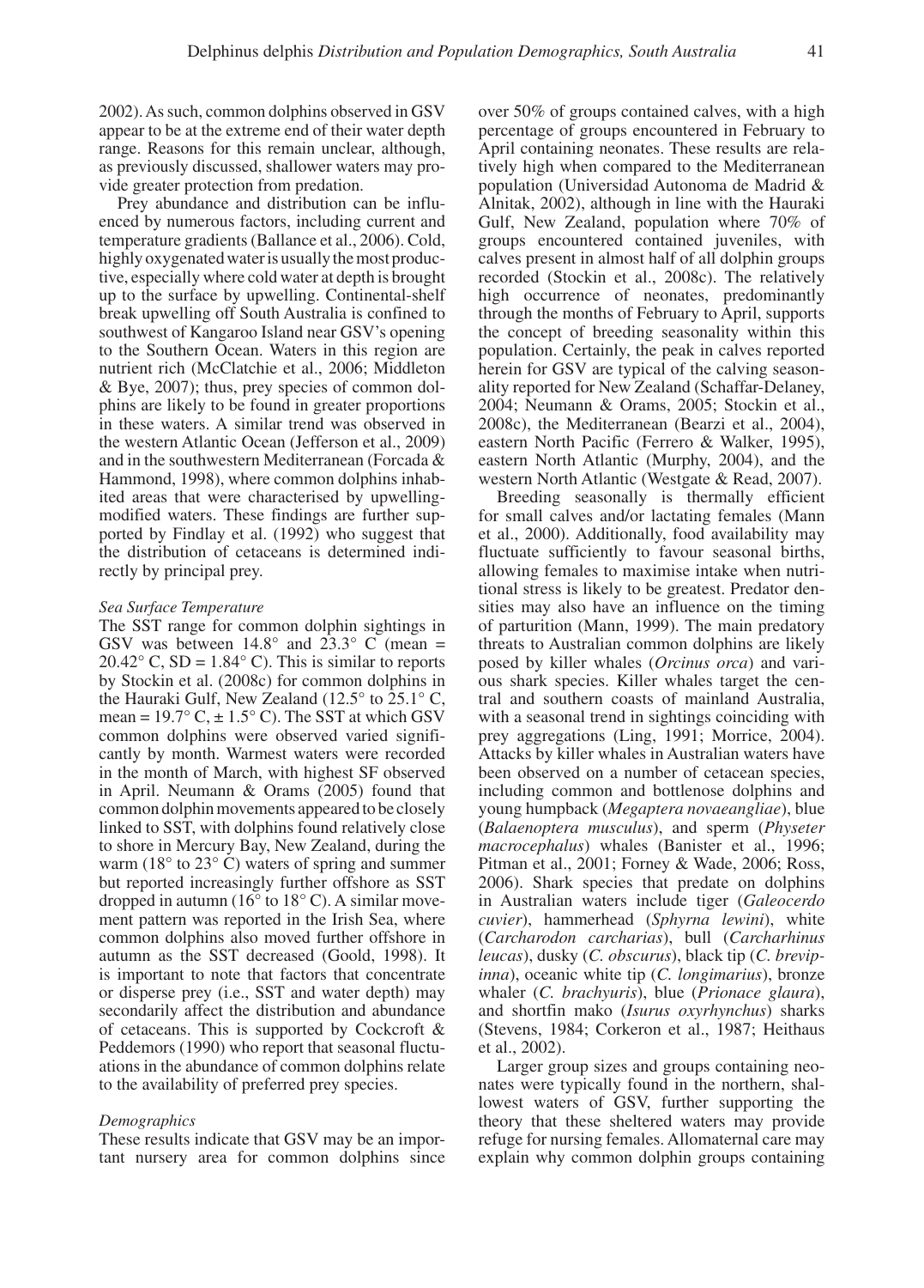2002). As such, common dolphins observed in GSV appear to be at the extreme end of their water depth range. Reasons for this remain unclear, although, as previously discussed, shallower waters may provide greater protection from predation.

Prey abundance and distribution can be influenced by numerous factors, including current and temperature gradients (Ballance et al., 2006). Cold, highly oxygenated water is usually the most productive, especially where cold water at depth is brought up to the surface by upwelling. Continental-shelf break upwelling off South Australia is confined to southwest of Kangaroo Island near GSV's opening to the Southern Ocean. Waters in this region are nutrient rich (McClatchie et al., 2006; Middleton & Bye, 2007); thus, prey species of common dolphins are likely to be found in greater proportions in these waters. A similar trend was observed in the western Atlantic Ocean (Jefferson et al., 2009) and in the southwestern Mediterranean (Forcada & Hammond, 1998), where common dolphins inhabited areas that were characterised by upwelling-modified waters. These findings are further supported by Findlay et al. (1992) who suggest that the distribution of cetaceans is determined indirectly by principal prey.

### *Sea Surface Temperature*

The SST range for common dolphin sightings in GSV was between 14.8° and 23.3° C (mean = 20.42° C, SD = 1.84° C). This is similar to reports by Stockin et al. (2008c) for common dolphins in the Hauraki Gulf, New Zealand (12.5° to 25.1° C, mean = 19.7° C, ± 1.5° C). The SST at which GSV common dolphins were observed varied significantly by month. Warmest waters were recorded in the month of March, with highest SF observed in April. Neumann & Orams (2005) found that common dolphin movements appeared to be closely linked to SST, with dolphins found relatively close to shore in Mercury Bay, New Zealand, during the warm (18° to 23° C) waters of spring and summer but reported increasingly further offshore as SST dropped in autumn (16° to 18° C). A similar movement pattern was reported in the Irish Sea, where common dolphins also moved further offshore in autumn as the SST decreased (Goold, 1998). It is important to note that factors that concentrate or disperse prey (i.e., SST and water depth) may secondarily affect the distribution and abundance of cetaceans. This is supported by Cockcroft & Peddemors (1990) who report that seasonal fluctuations in the abundance of common dolphins relate to the availability of preferred prey species.

### *Demographics*

These results indicate that GSV may be an important nursery area for common dolphins since over 50% of groups contained calves, with a high percentage of groups encountered in February to April containing neonates. These results are relatively high when compared to the Mediterranean population (Universidad Autonoma de Madrid & Alnitak, 2002), although in line with the Hauraki Gulf, New Zealand, population where 70% of groups encountered contained juveniles, with calves present in almost half of all dolphin groups recorded (Stockin et al., 2008c). The relatively high occurrence of neonates, predominantly through the months of February to April, supports the concept of breeding seasonality within this population. Certainly, the peak in calves reported herein for GSV are typical of the calving seasonality reported for New Zealand (Schaffar-Delaney, 2004; Neumann & Orams, 2005; Stockin et al., 2008c), the Mediterranean (Bearzi et al., 2004), eastern North Pacific (Ferrero & Walker, 1995), eastern North Atlantic (Murphy, 2004), and the western North Atlantic (Westgate & Read, 2007).

Breeding seasonally is thermally efficient for small calves and/or lactating females (Mann et al., 2000). Additionally, food availability may fluctuate sufficiently to favour seasonal births, allowing females to maximise intake when nutritional stress is likely to be greatest. Predator densities may also have an influence on the timing of parturition (Mann, 1999). The main predatory threats to Australian common dolphins are likely posed by killer whales (*Orcinus orca*) and various shark species. Killer whales target the central and southern coasts of mainland Australia, with a seasonal trend in sightings coinciding with prey aggregations (Ling, 1991; Morrice, 2004). Attacks by killer whales in Australian waters have been observed on a number of cetacean species, including common and bottlenose dolphins and young humpback (*Megaptera novaeangliae*), blue (*Balaenoptera musculus*), and sperm (*Physeter macrocephalus*) whales (Banister et al., 1996; Pitman et al., 2001; Forney & Wade, 2006; Ross, 2006). Shark species that predate on dolphins in Australian waters include tiger (*Galeocerdo cuvier*), hammerhead (*Sphyrna lewini*), white (*Carcharodon carcharias*), bull (*Carcharhinus leucas*), dusky (*C. obscurus*), black tip (*C. brevipinna*), oceanic white tip (*C. longimarius*), bronze whaler (*C. brachyuris*), blue (*Prionace glaura*), and shortfin mako (*Isurus oxyrhynchus*) sharks (Stevens, 1984; Corkeron et al., 1987; Heithaus et al., 2002).

Larger group sizes and groups containing neonates were typically found in the northern, shallowest waters of GSV, further supporting the theory that these sheltered waters may provide refuge for nursing females. Allomaternal care may explain why common dolphin groups containing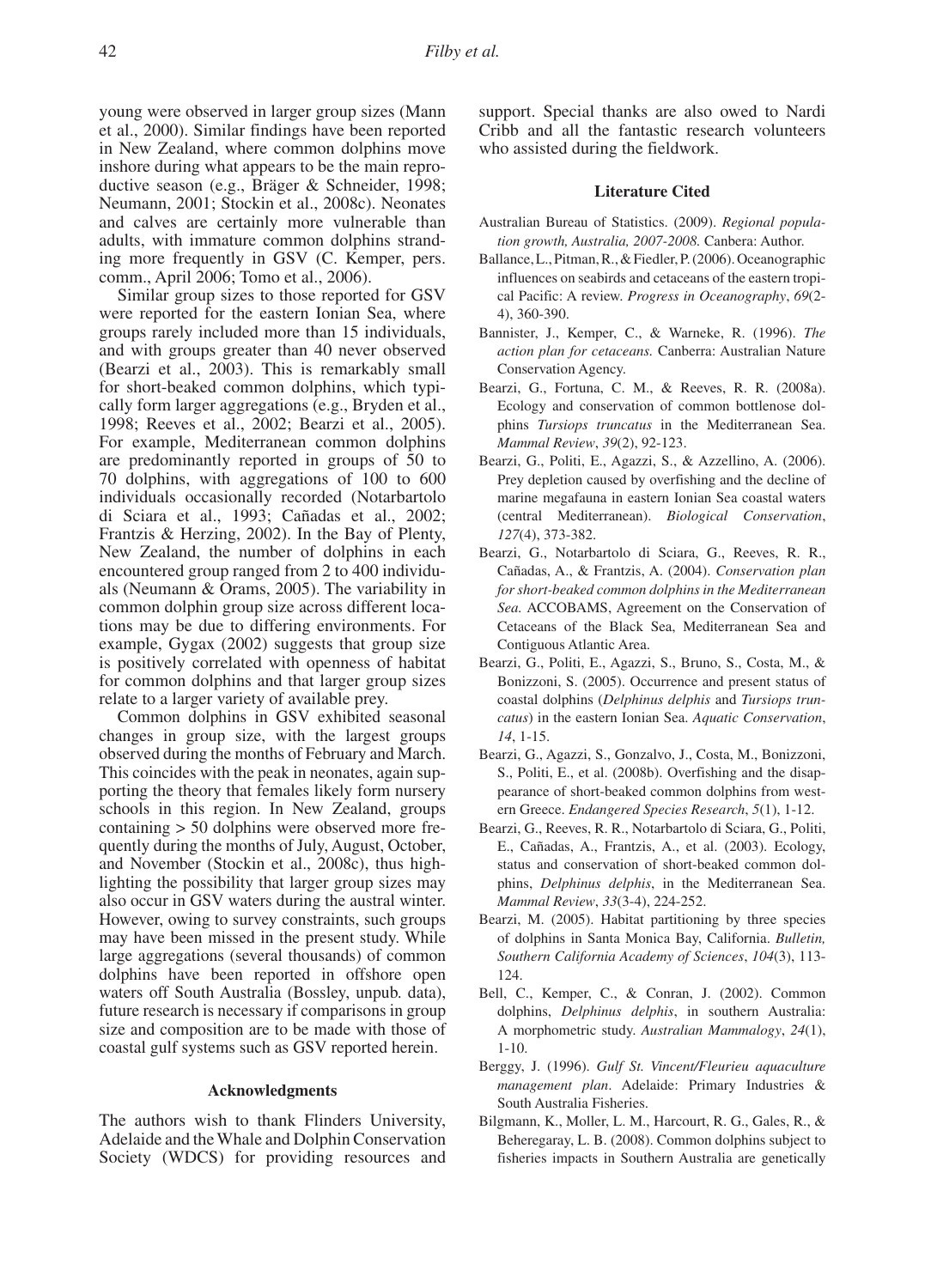young were observed in larger group sizes (Mann et al., 2000). Similar findings have been reported in New Zealand, where common dolphins move inshore during what appears to be the main reproductive season (e.g., Bräger & Schneider, 1998; Neumann, 2001; Stockin et al., 2008c). Neonates and calves are certainly more vulnerable than adults, with immature common dolphins stranding more frequently in GSV (C. Kemper, pers. comm., April 2006; Tomo et al., 2006).

Similar group sizes to those reported for GSV were reported for the eastern Ionian Sea, where groups rarely included more than 15 individuals, and with groups greater than 40 never observed (Bearzi et al., 2003). This is remarkably small for short-beaked common dolphins, which typically form larger aggregations (e.g., Bryden et al., 1998; Reeves et al., 2002; Bearzi et al., 2005). For example, Mediterranean common dolphins are predominantly reported in groups of 50 to 70 dolphins, with aggregations of 100 to 600 individuals occasionally recorded (Notarbartolo di Sciara et al., 1993; Cañadas et al., 2002; Frantzis & Herzing, 2002). In the Bay of Plenty, New Zealand, the number of dolphins in each encountered group ranged from 2 to 400 individuals (Neumann & Orams, 2005). The variability in common dolphin group size across different locations may be due to differing environments. For example, Gygax (2002) suggests that group size is positively correlated with openness of habitat for common dolphins and that larger group sizes relate to a larger variety of available prey.

Common dolphins in GSV exhibited seasonal changes in group size, with the largest groups observed during the months of February and March. This coincides with the peak in neonates, again supporting the theory that females likely form nursery schools in this region. In New Zealand, groups containing > 50 dolphins were observed more frequently during the months of July, August, October, and November (Stockin et al., 2008c), thus highlighting the possibility that larger group sizes may also occur in GSV waters during the austral winter. However, owing to survey constraints, such groups may have been missed in the present study. While large aggregations (several thousands) of common dolphins have been reported in offshore open waters off South Australia (Bossley, unpub. data), future research is necessary if comparisons in group size and composition are to be made with those of coastal gulf systems such as GSV reported herein.

### Acknowledgments

The authors wish to thank Flinders University, Adelaide and the Whale and Dolphin Conservation Society (WDCS) for providing resources and support. Special thanks are also owed to Nardi Cribb and all the fantastic research volunteers who assisted during the fieldwork.

### Literature Cited

Australian Bureau of Statistics. (2009). *Regional population growth, Australia, 2007-2008.* Canbera: Author.

Ballance, L., Pitman, R., & Fiedler, P. (2006). Oceanographic influences on seabirds and cetaceans of the eastern tropical Pacific: A review. *Progress in Oceanography*, *69*(2-4), 360-390.

Bannister, J., Kemper, C., & Warneke, R. (1996). *The action plan for cetaceans.* Canberra: Australian Nature Conservation Agency.

Bearzi, G., Fortuna, C. M., & Reeves, R. R. (2008a). Ecology and conservation of common bottlenose dolphins *Tursiops truncatus* in the Mediterranean Sea. *Mammal Review*, *39*(2), 92-123.

Bearzi, G., Politi, E., Agazzi, S., & Azzellino, A. (2006). Prey depletion caused by overfishing and the decline of marine megafauna in eastern Ionian Sea coastal waters (central Mediterranean). *Biological Conservation*, *127*(4), 373-382.

Bearzi, G., Notarbartolo di Sciara, G., Reeves, R. R., Cañadas, A., & Frantzis, A. (2004). *Conservation plan for short-beaked common dolphins in the Mediterranean Sea.* ACCOBAMS, Agreement on the Conservation of Cetaceans of the Black Sea, Mediterranean Sea and Contiguous Atlantic Area.

Bearzi, G., Politi, E., Agazzi, S., Bruno, S., Costa, M., & Bonizzoni, S. (2005). Occurrence and present status of coastal dolphins (*Delphinus delphis* and *Tursiops truncatus*) in the eastern Ionian Sea. *Aquatic Conservation*, *14*, 1-15.

Bearzi, G., Agazzi, S., Gonzalvo, J., Costa, M., Bonizzoni, S., Politi, E., et al. (2008b). Overfishing and the disappearance of short-beaked common dolphins from western Greece. *Endangered Species Research*, *5*(1), 1-12.

Bearzi, G., Reeves, R. R., Notarbartolo di Sciara, G., Politi, E., Cañadas, A., Frantzis, A., et al. (2003). Ecology, status and conservation of short-beaked common dolphins, *Delphinus delphis*, in the Mediterranean Sea. *Mammal Review*, *33*(3-4), 224-252.

Bearzi, M. (2005). Habitat partitioning by three species of dolphins in Santa Monica Bay, California. *Bulletin, Southern California Academy of Sciences*, *104*(3), 113-124.

Bell, C., Kemper, C., & Conran, J. (2002). Common dolphins, *Delphinus delphis*, in southern Australia: A morphometric study. *Australian Mammalogy*, *24*(1), 1-10.

Berggy, J. (1996). *Gulf St. Vincent/Fleurieu aquaculture management plan*. Adelaide: Primary Industries & South Australia Fisheries.

Bilgmann, K., Moller, L. M., Harcourt, R. G., Gales, R., & Beheregaray, L. B. (2008). Common dolphins subject to fisheries impacts in Southern Australia are genetically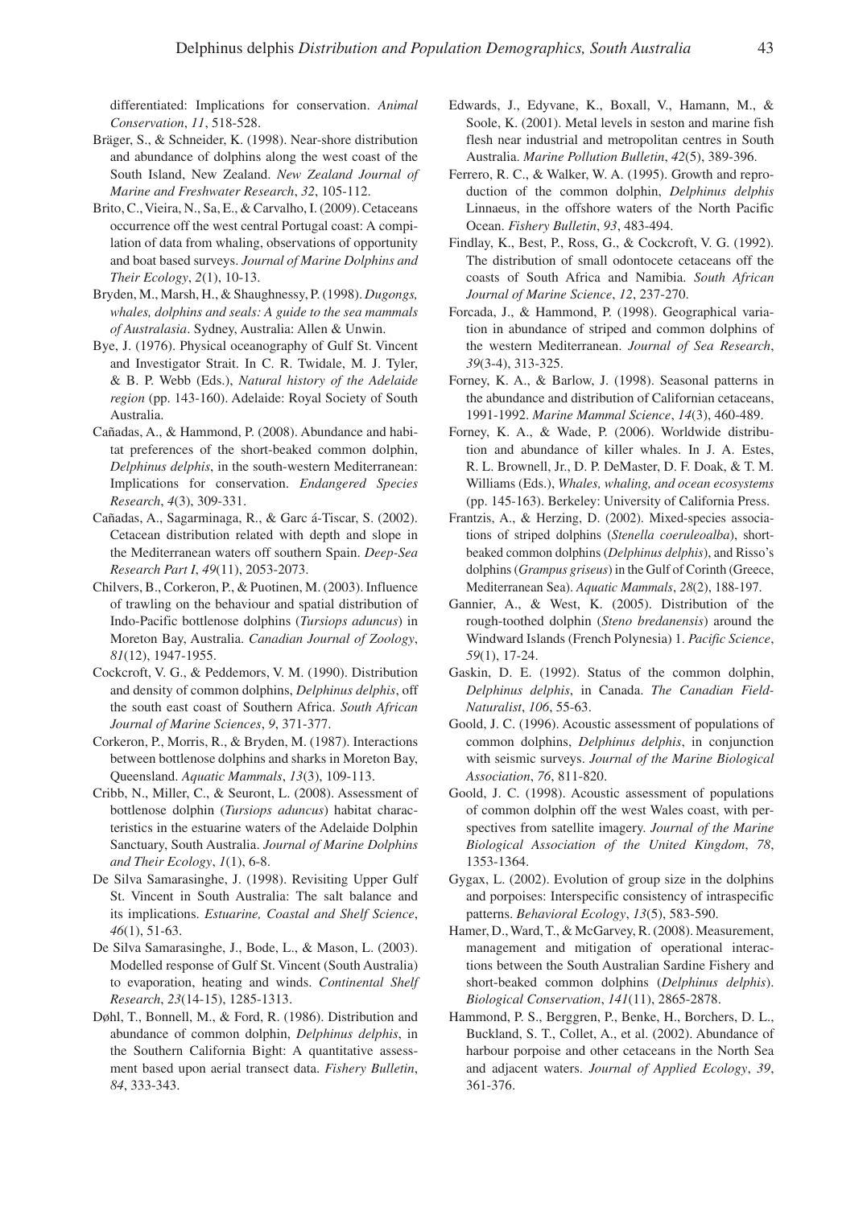differentiated: Implications for conservation. *Animal Conservation*, *11*, 518-528.

Bräger, S., & Schneider, K. (1998). Near-shore distribution and abundance of dolphins along the west coast of the South Island, New Zealand. *New Zealand Journal of Marine and Freshwater Research*, *32*, 105-112.

Brito, C., Vieira, N., Sa, E., & Carvalho, I. (2009). Cetaceans occurrence off the west central Portugal coast: A compilation of data from whaling, observations of opportunity and boat based surveys. *Journal of Marine Dolphins and Their Ecology*, *2*(1), 10-13.

Bryden, M., Marsh, H., & Shaughnessy, P. (1998). *Dugongs, whales, dolphins and seals: A guide to the sea mammals of Australasia*. Sydney, Australia: Allen & Unwin.

Bye, J. (1976). Physical oceanography of Gulf St. Vincent and Investigator Strait. In C. R. Twidale, M. J. Tyler, & B. P. Webb (Eds.), *Natural history of the Adelaide region* (pp. 143-160). Adelaide: Royal Society of South Australia.

Cañadas, A., & Hammond, P. (2008). Abundance and habitat preferences of the short-beaked common dolphin, *Delphinus delphis*, in the south-western Mediterranean: Implications for conservation. *Endangered Species Research*, *4*(3), 309-331.

Cañadas, A., Sagarminaga, R., & Garc á-Tiscar, S. (2002). Cetacean distribution related with depth and slope in the Mediterranean waters off southern Spain. *Deep-Sea Research Part I*, *49*(11), 2053-2073.

Chilvers, B., Corkeron, P., & Puotinen, M. (2003). Influence of trawling on the behaviour and spatial distribution of Indo-Pacific bottlenose dolphins (*Tursiops aduncus*) in Moreton Bay, Australia. *Canadian Journal of Zoology*, *81*(12), 1947-1955.

Cockcroft, V. G., & Peddemors, V. M. (1990). Distribution and density of common dolphins, *Delphinus delphis*, off the south east coast of Southern Africa. *South African Journal of Marine Sciences*, *9*, 371-377.

Corkeron, P., Morris, R., & Bryden, M. (1987). Interactions between bottlenose dolphins and sharks in Moreton Bay, Queensland. *Aquatic Mammals*, *13*(3), 109-113.

Cribb, N., Miller, C., & Seuront, L. (2008). Assessment of bottlenose dolphin (*Tursiops aduncus*) habitat characteristics in the estuarine waters of the Adelaide Dolphin Sanctuary, South Australia. *Journal of Marine Dolphins and Their Ecology*, *1*(1), 6-8.

De Silva Samarasinghe, J. (1998). Revisiting Upper Gulf St. Vincent in South Australia: The salt balance and its implications. *Estuarine, Coastal and Shelf Science*, *46*(1), 51-63.

De Silva Samarasinghe, J., Bode, L., & Mason, L. (2003). Modelled response of Gulf St. Vincent (South Australia) to evaporation, heating and winds. *Continental Shelf Research*, *23*(14-15), 1285-1313.

Døhl, T., Bonnell, M., & Ford, R. (1986). Distribution and abundance of common dolphin, *Delphinus delphis*, in the Southern California Bight: A quantitative assessment based upon aerial transect data. *Fishery Bulletin*, *84*, 333-343.

Edwards, J., Edyvane, K., Boxall, V., Hamann, M., & Soole, K. (2001). Metal levels in seston and marine fish flesh near industrial and metropolitan centres in South Australia. *Marine Pollution Bulletin*, *42*(5), 389-396.

Ferrero, R. C., & Walker, W. A. (1995). Growth and reproduction of the common dolphin, *Delphinus delphis* Linnaeus, in the offshore waters of the North Pacific Ocean. *Fishery Bulletin*, *93*, 483-494.

Findlay, K., Best, P., Ross, G., & Cockcroft, V. G. (1992). The distribution of small odontocete cetaceans off the coasts of South Africa and Namibia. *South African Journal of Marine Science*, *12*, 237-270.

Forcada, J., & Hammond, P. (1998). Geographical variation in abundance of striped and common dolphins of the western Mediterranean. *Journal of Sea Research*, *39*(3-4), 313-325.

Forney, K. A., & Barlow, J. (1998). Seasonal patterns in the abundance and distribution of Californian cetaceans, 1991-1992. *Marine Mammal Science*, *14*(3), 460-489.

Forney, K. A., & Wade, P. (2006). Worldwide distribution and abundance of killer whales. In J. A. Estes, R. L. Brownell, Jr., D. P. DeMaster, D. F. Doak, & T. M. Williams (Eds.), *Whales, whaling, and ocean ecosystems* (pp. 145-163). Berkeley: University of California Press.

Frantzis, A., & Herzing, D. (2002). Mixed-species associations of striped dolphins (*Stenella coeruleoalba*), short-beaked common dolphins (*Delphinus delphis*), and Risso's dolphins (*Grampus griseus*) in the Gulf of Corinth (Greece, Mediterranean Sea). *Aquatic Mammals*, *28*(2), 188-197.

Gannier, A., & West, K. (2005). Distribution of the rough-toothed dolphin (*Steno bredanensis*) around the Windward Islands (French Polynesia) 1. *Pacific Science*, *59*(1), 17-24.

Gaskin, D. E. (1992). Status of the common dolphin, *Delphinus delphis*, in Canada. *The Canadian Field-Naturalist*, *106*, 55-63.

Goold, J. C. (1996). Acoustic assessment of populations of common dolphins, *Delphinus delphis*, in conjunction with seismic surveys. *Journal of the Marine Biological Association*, *76*, 811-820.

Goold, J. C. (1998). Acoustic assessment of populations of common dolphin off the west Wales coast, with perspectives from satellite imagery. *Journal of the Marine Biological Association of the United Kingdom*, *78*, 1353-1364.

Gygax, L. (2002). Evolution of group size in the dolphins and porpoises: Interspecific consistency of intraspecific patterns. *Behavioral Ecology*, *13*(5), 583-590.

Hamer, D., Ward, T., & McGarvey, R. (2008). Measurement, management and mitigation of operational interactions between the South Australian Sardine Fishery and short-beaked common dolphins (*Delphinus delphis*). *Biological Conservation*, *141*(11), 2865-2878.

Hammond, P. S., Berggren, P., Benke, H., Borchers, D. L., Buckland, S. T., Collet, A., et al. (2002). Abundance of harbour porpoise and other cetaceans in the North Sea and adjacent waters. *Journal of Applied Ecology*, *39*, 361-376.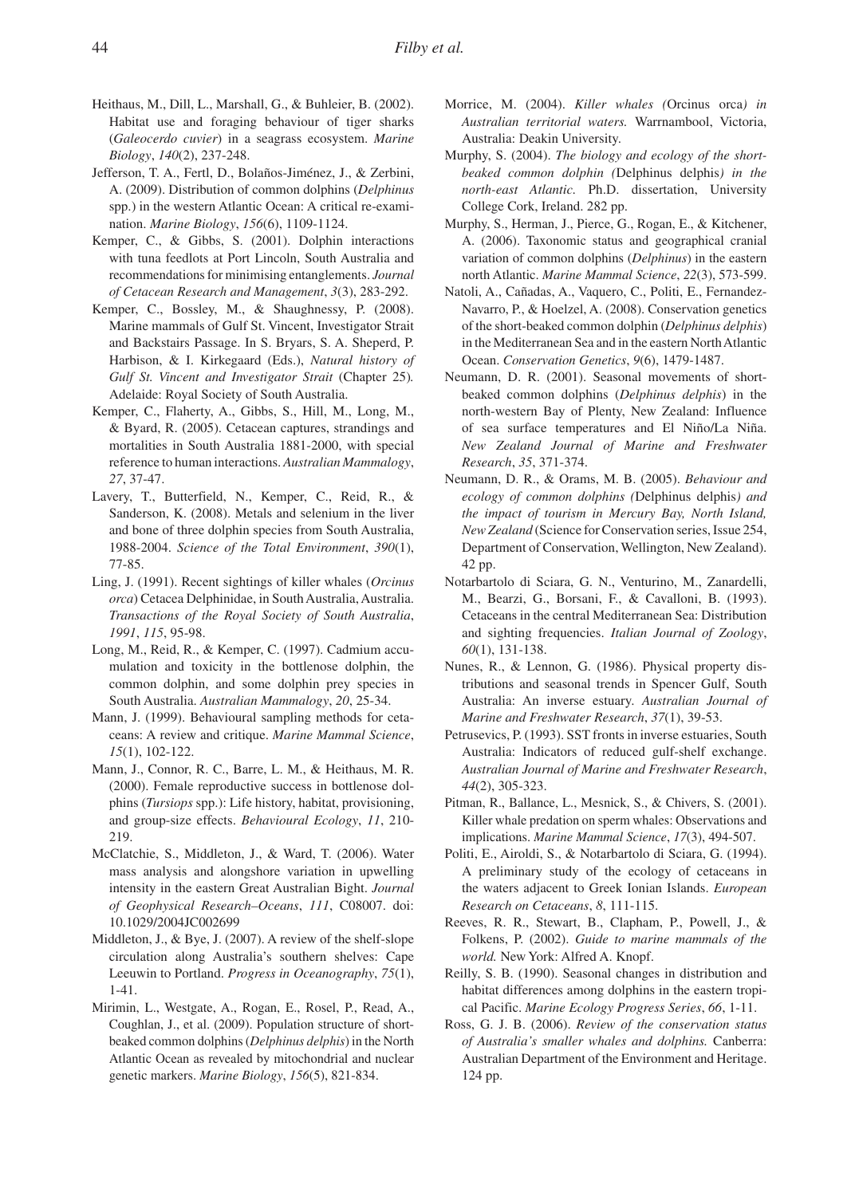Heithaus, M., Dill, L., Marshall, G., & Buhleier, B. (2002). Habitat use and foraging behaviour of tiger sharks (*Galeocerdo cuvier*) in a seagrass ecosystem. *Marine Biology*, *140*(2), 237-248.

Jefferson, T. A., Fertl, D., Bolaños-Jiménez, J., & Zerbini, A. (2009). Distribution of common dolphins (*Delphinus* spp.) in the western Atlantic Ocean: A critical re-examination. *Marine Biology*, *156*(6), 1109-1124.

Kemper, C., & Gibbs, S. (2001). Dolphin interactions with tuna feedlots at Port Lincoln, South Australia and recommendations for minimising entanglements. *Journal of Cetacean Research and Management*, *3*(3), 283-292.

Kemper, C., Bossley, M., & Shaughnessy, P. (2008). Marine mammals of Gulf St. Vincent, Investigator Strait and Backstairs Passage. In S. Bryars, S. A. Sheperd, P. Harbison, & I. Kirkegaard (Eds.), *Natural history of Gulf St. Vincent and Investigator Strait* (Chapter 25). Adelaide: Royal Society of South Australia.

Kemper, C., Flaherty, A., Gibbs, S., Hill, M., Long, M., & Byard, R. (2005). Cetacean captures, strandings and mortalities in South Australia 1881-2000, with special reference to human interactions. *Australian Mammalogy*, *27*, 37-47.

Lavery, T., Butterfield, N., Kemper, C., Reid, R., & Sanderson, K. (2008). Metals and selenium in the liver and bone of three dolphin species from South Australia, 1988-2004. *Science of the Total Environment*, *390*(1), 77-85.

Ling, J. (1991). Recent sightings of killer whales (*Orcinus orca*) Cetacea Delphinidae, in South Australia, Australia. *Transactions of the Royal Society of South Australia*, *1991*, *115*, 95-98.

Long, M., Reid, R., & Kemper, C. (1997). Cadmium accumulation and toxicity in the bottlenose dolphin, the common dolphin, and some dolphin prey species in South Australia. *Australian Mammalogy*, *20*, 25-34.

Mann, J. (1999). Behavioural sampling methods for cetaceans: A review and critique. *Marine Mammal Science*, *15*(1), 102-122.

Mann, J., Connor, R. C., Barre, L. M., & Heithaus, M. R. (2000). Female reproductive success in bottlenose dolphins (*Tursiops* spp.): Life history, habitat, provisioning, and group-size effects. *Behavioural Ecology*, *11*, 210-219.

McClatchie, S., Middleton, J., & Ward, T. (2006). Water mass analysis and alongshore variation in upwelling intensity in the eastern Great Australian Bight. *Journal of Geophysical Research–Oceans*, *111*, C08007. doi: 10.1029/2004JC002699

Middleton, J., & Bye, J. (2007). A review of the shelf-slope circulation along Australia's southern shelves: Cape Leeuwin to Portland. *Progress in Oceanography*, *75*(1), 1-41.

Mirimin, L., Westgate, A., Rogan, E., Rosel, P., Read, A., Coughlan, J., et al. (2009). Population structure of short-beaked common dolphins (*Delphinus delphis*) in the North Atlantic Ocean as revealed by mitochondrial and nuclear genetic markers. *Marine Biology*, *156*(5), 821-834.

Morrice, M. (2004). *Killer whales (*Orcinus orca*) in Australian territorial waters.* Warrnambool, Victoria, Australia: Deakin University.

Murphy, S. (2004). *The biology and ecology of the short-beaked common dolphin (*Delphinus delphis*) in the north-east Atlantic.* Ph.D. dissertation, University College Cork, Ireland. 282 pp.

Murphy, S., Herman, J., Pierce, G., Rogan, E., & Kitchener, A. (2006). Taxonomic status and geographical cranial variation of common dolphins (*Delphinus*) in the eastern north Atlantic. *Marine Mammal Science*, *22*(3), 573-599.

Natoli, A., Cañadas, A., Vaquero, C., Politi, E., Fernandez-Navarro, P., & Hoelzel, A. (2008). Conservation genetics of the short-beaked common dolphin (*Delphinus delphis*) in the Mediterranean Sea and in the eastern North Atlantic Ocean. *Conservation Genetics*, *9*(6), 1479-1487.

Neumann, D. R. (2001). Seasonal movements of short-beaked common dolphins (*Delphinus delphis*) in the north-western Bay of Plenty, New Zealand: Influence of sea surface temperatures and El Niño/La Niña. *New Zealand Journal of Marine and Freshwater Research*, *35*, 371-374.

Neumann, D. R., & Orams, M. B. (2005). *Behaviour and ecology of common dolphins (*Delphinus delphis*) and the impact of tourism in Mercury Bay, North Island, New Zealand* (Science for Conservation series, Issue 254, Department of Conservation, Wellington, New Zealand). 42 pp.

Notarbartolo di Sciara, G. N., Venturino, M., Zanardelli, M., Bearzi, G., Borsani, F., & Cavalloni, B. (1993). Cetaceans in the central Mediterranean Sea: Distribution and sighting frequencies. *Italian Journal of Zoology*, *60*(1), 131-138.

Nunes, R., & Lennon, G. (1986). Physical property distributions and seasonal trends in Spencer Gulf, South Australia: An inverse estuary. *Australian Journal of Marine and Freshwater Research*, *37*(1), 39-53.

Petrusevics, P. (1993). SST fronts in inverse estuaries, South Australia: Indicators of reduced gulf-shelf exchange. *Australian Journal of Marine and Freshwater Research*, *44*(2), 305-323.

Pitman, R., Ballance, L., Mesnick, S., & Chivers, S. (2001). Killer whale predation on sperm whales: Observations and implications. *Marine Mammal Science*, *17*(3), 494-507.

Politi, E., Airoldi, S., & Notarbartolo di Sciara, G. (1994). A preliminary study of the ecology of cetaceans in the waters adjacent to Greek Ionian Islands. *European Research on Cetaceans*, *8*, 111-115.

Reeves, R. R., Stewart, B., Clapham, P., Powell, J., & Folkens, P. (2002). *Guide to marine mammals of the world.* New York: Alfred A. Knopf.

Reilly, S. B. (1990). Seasonal changes in distribution and habitat differences among dolphins in the eastern tropical Pacific. *Marine Ecology Progress Series*, *66*, 1-11.

Ross, G. J. B. (2006). *Review of the conservation status of Australia's smaller whales and dolphins.* Canberra: Australian Department of the Environment and Heritage. 124 pp.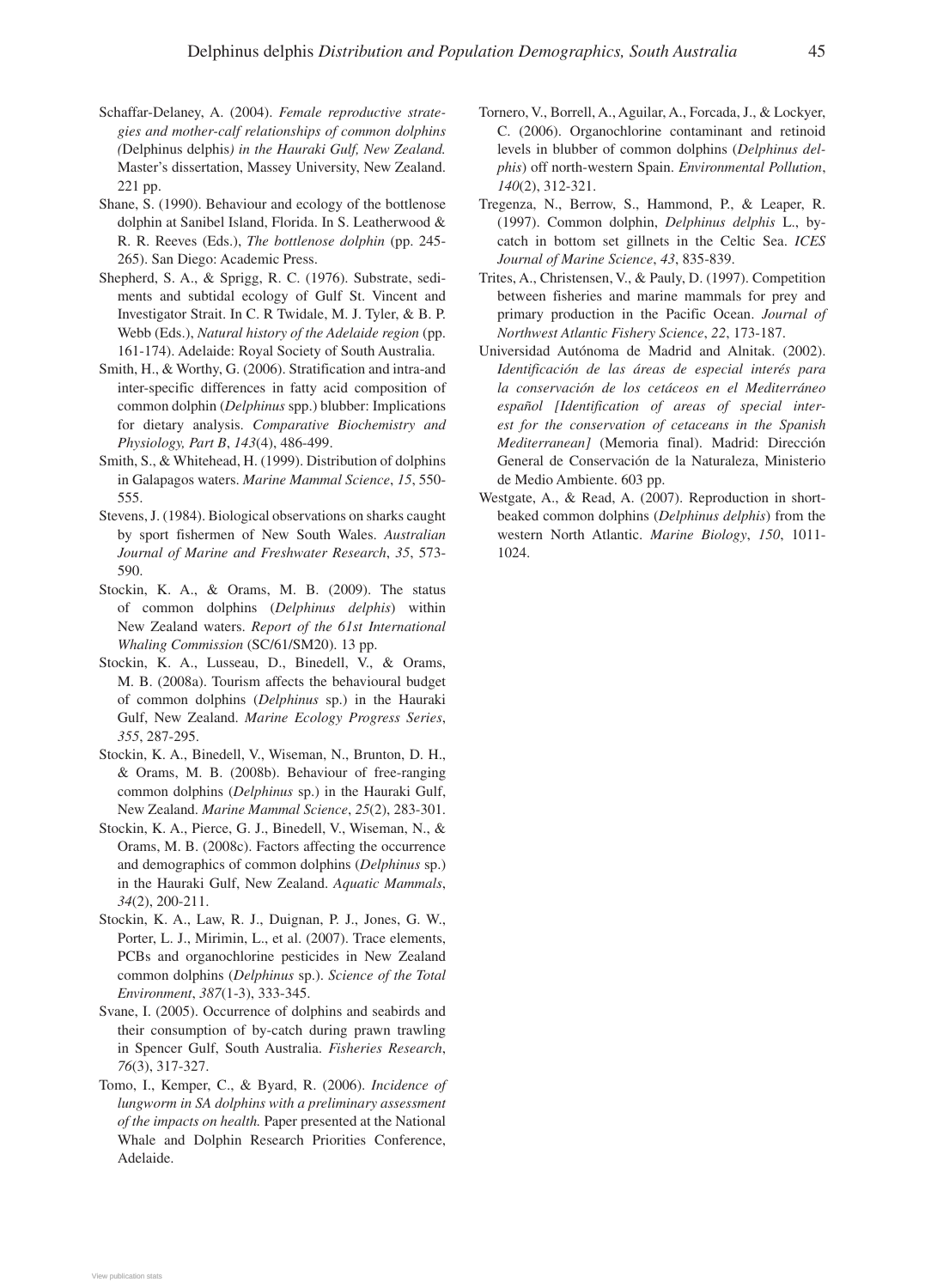Schaffar-Delaney, A. (2004). *Female reproductive strategies and mother-calf relationships of common dolphins (*Delphinus delphis*) in the Hauraki Gulf, New Zealand.* Master's dissertation, Massey University, New Zealand. 221 pp.

Shane, S. (1990). Behaviour and ecology of the bottlenose dolphin at Sanibel Island, Florida. In S. Leatherwood & R. R. Reeves (Eds.), *The bottlenose dolphin* (pp. 245-265). San Diego: Academic Press.

Shepherd, S. A., & Sprigg, R. C. (1976). Substrate, sediments and subtidal ecology of Gulf St. Vincent and Investigator Strait. In C. R Twidale, M. J. Tyler, & B. P. Webb (Eds.), *Natural history of the Adelaide region* (pp. 161-174). Adelaide: Royal Society of South Australia.

Smith, H., & Worthy, G. (2006). Stratification and intra-and inter-specific differences in fatty acid composition of common dolphin (*Delphinus* spp.) blubber: Implications for dietary analysis. *Comparative Biochemistry and Physiology, Part B*, *143*(4), 486-499.

Smith, S., & Whitehead, H. (1999). Distribution of dolphins in Galapagos waters. *Marine Mammal Science*, *15*, 550-555.

Stevens, J. (1984). Biological observations on sharks caught by sport fishermen of New South Wales. *Australian Journal of Marine and Freshwater Research*, *35*, 573-590.

Stockin, K. A., & Orams, M. B. (2009). The status of common dolphins (*Delphinus delphis*) within New Zealand waters. *Report of the 61st International Whaling Commission* (SC/61/SM20). 13 pp.

Stockin, K. A., Lusseau, D., Binedell, V., & Orams, M. B. (2008a). Tourism affects the behavioural budget of common dolphins (*Delphinus* sp.) in the Hauraki Gulf, New Zealand. *Marine Ecology Progress Series*, *355*, 287-295.

Stockin, K. A., Binedell, V., Wiseman, N., Brunton, D. H., & Orams, M. B. (2008b). Behaviour of free-ranging common dolphins (*Delphinus* sp.) in the Hauraki Gulf, New Zealand. *Marine Mammal Science*, *25*(2), 283-301.

Stockin, K. A., Pierce, G. J., Binedell, V., Wiseman, N., & Orams, M. B. (2008c). Factors affecting the occurrence and demographics of common dolphins (*Delphinus* sp.) in the Hauraki Gulf, New Zealand. *Aquatic Mammals*, *34*(2), 200-211.

Stockin, K. A., Law, R. J., Duignan, P. J., Jones, G. W., Porter, L. J., Mirimin, L., et al. (2007). Trace elements, PCBs and organochlorine pesticides in New Zealand common dolphins (*Delphinus* sp.). *Science of the Total Environment*, *387*(1-3), 333-345.

Svane, I. (2005). Occurrence of dolphins and seabirds and their consumption of by-catch during prawn trawling in Spencer Gulf, South Australia. *Fisheries Research*, *76*(3), 317-327.

Tomo, I., Kemper, C., & Byard, R. (2006). *Incidence of lungworm in SA dolphins with a preliminary assessment of the impacts on health.* Paper presented at the National Whale and Dolphin Research Priorities Conference, Adelaide.

Tornero, V., Borrell, A., Aguilar, A., Forcada, J., & Lockyer, C. (2006). Organochlorine contaminant and retinoid levels in blubber of common dolphins (*Delphinus delphis*) off north-western Spain. *Environmental Pollution*, *140*(2), 312-321.

Tregenza, N., Berrow, S., Hammond, P., & Leaper, R. (1997). Common dolphin, *Delphinus delphis* L., by-catch in bottom set gillnets in the Celtic Sea. *ICES Journal of Marine Science*, *43*, 835-839.

Trites, A., Christensen, V., & Pauly, D. (1997). Competition between fisheries and marine mammals for prey and primary production in the Pacific Ocean. *Journal of Northwest Atlantic Fishery Science*, *22*, 173-187.

Universidad Autónoma de Madrid and Alnitak. (2002). *Identificación de las áreas de especial interés para la conservación de los cetáceos en el Mediterráneo español [Identification of areas of special interest for the conservation of cetaceans in the Spanish Mediterranean]* (Memoria final). Madrid: Dirección General de Conservación de la Naturaleza, Ministerio de Medio Ambiente. 603 pp.

Westgate, A., & Read, A. (2007). Reproduction in short-beaked common dolphins (*Delphinus delphis*) from the western North Atlantic. *Marine Biology*, *150*, 1011-1024.